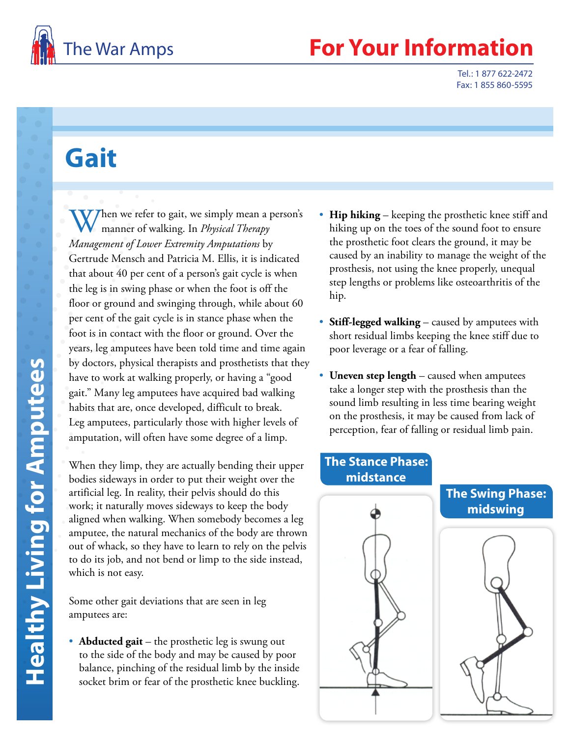The War Amps

# For Your Information

Tel.: 1 877 622-2472
Fax: 1 855 860-5595

Healthy Living for Amputees

# Gait

When we refer to gait, we simply mean a person's manner of walking. In *Physical Therapy Management of Lower Extremity Amputations* by Gertrude Mensch and Patricia M. Ellis, it is indicated that about 40 per cent of a person's gait cycle is when the leg is in swing phase or when the foot is off the floor or ground and swinging through, while about 60 per cent of the gait cycle is in stance phase when the foot is in contact with the floor or ground. Over the years, leg amputees have been told time and time again by doctors, physical therapists and prosthetists that they have to work at walking properly, or having a "good gait." Many leg amputees have acquired bad walking habits that are, once developed, difficult to break. Leg amputees, particularly those with higher levels of amputation, will often have some degree of a limp.

When they limp, they are actually bending their upper bodies sideways in order to put their weight over the artificial leg. In reality, their pelvis should do this work; it naturally moves sideways to keep the body aligned when walking. When somebody becomes a leg amputee, the natural mechanics of the body are thrown out of whack, so they have to learn to rely on the pelvis to do its job, and not bend or limp to the side instead, which is not easy.

Some other gait deviations that are seen in leg amputees are:

- **Abducted gait** – the prosthetic leg is swung out to the side of the body and may be caused by poor balance, pinching of the residual limb by the inside socket brim or fear of the prosthetic knee buckling.
- **Hip hiking** – keeping the prosthetic knee stiff and hiking up on the toes of the sound foot to ensure the prosthetic foot clears the ground, it may be caused by an inability to manage the weight of the prosthesis, not using the knee properly, unequal step lengths or problems like osteoarthritis of the hip.
- **Stiff-legged walking** – caused by amputees with short residual limbs keeping the knee stiff due to poor leverage or a fear of falling.
- **Uneven step length** – caused when amputees take a longer step with the prosthesis than the sound limb resulting in less time bearing weight on the prosthesis, it may be caused from lack of perception, fear of falling or residual limb pain.

**The Stance Phase: midstance**

**The Swing Phase: midswing**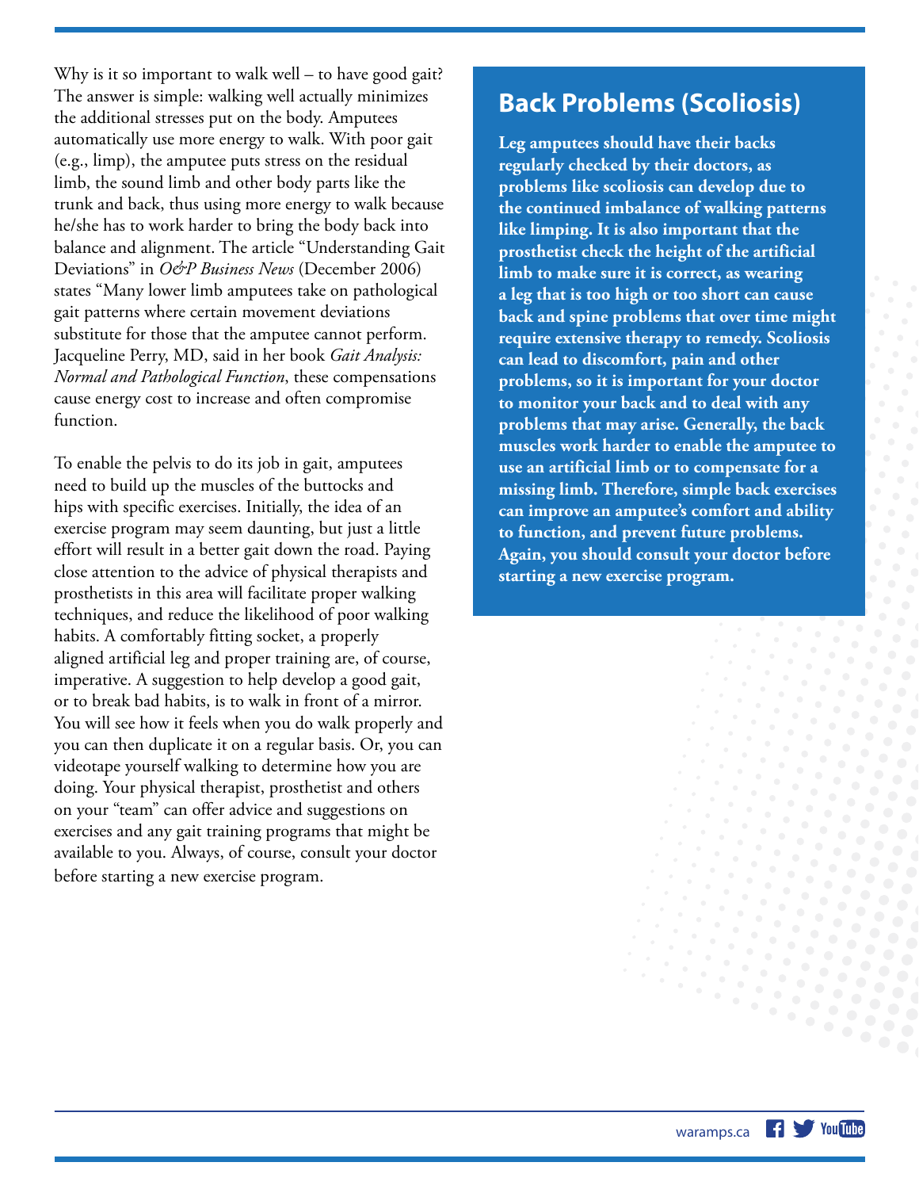Why is it so important to walk well – to have good gait? The answer is simple: walking well actually minimizes the additional stresses put on the body. Amputees automatically use more energy to walk. With poor gait (e.g., limp), the amputee puts stress on the residual limb, the sound limb and other body parts like the trunk and back, thus using more energy to walk because he/she has to work harder to bring the body back into balance and alignment. The article "Understanding Gait Deviations" in *O&P Business News* (December 2006) states "Many lower limb amputees take on pathological gait patterns where certain movement deviations substitute for those that the amputee cannot perform. Jacqueline Perry, MD, said in her book *Gait Analysis: Normal and Pathological Function*, these compensations cause energy cost to increase and often compromise function.

To enable the pelvis to do its job in gait, amputees need to build up the muscles of the buttocks and hips with specific exercises. Initially, the idea of an exercise program may seem daunting, but just a little effort will result in a better gait down the road. Paying close attention to the advice of physical therapists and prosthetists in this area will facilitate proper walking techniques, and reduce the likelihood of poor walking habits. A comfortably fitting socket, a properly aligned artificial leg and proper training are, of course, imperative. A suggestion to help develop a good gait, or to break bad habits, is to walk in front of a mirror. You will see how it feels when you do walk properly and you can then duplicate it on a regular basis. Or, you can videotape yourself walking to determine how you are doing. Your physical therapist, prosthetist and others on your "team" can offer advice and suggestions on exercises and any gait training programs that might be available to you. Always, of course, consult your doctor before starting a new exercise program.

## Back Problems (Scoliosis)

**Leg amputees should have their backs regularly checked by their doctors, as problems like scoliosis can develop due to the continued imbalance of walking patterns like limping. It is also important that the prosthetist check the height of the artificial limb to make sure it is correct, as wearing a leg that is too high or too short can cause back and spine problems that over time might require extensive therapy to remedy. Scoliosis can lead to discomfort, pain and other problems, so it is important for your doctor to monitor your back and to deal with any problems that may arise. Generally, the back muscles work harder to enable the amputee to use an artificial limb or to compensate for a missing limb. Therefore, simple back exercises can improve an amputee's comfort and ability to function, and prevent future problems. Again, you should consult your doctor before starting a new exercise program.**